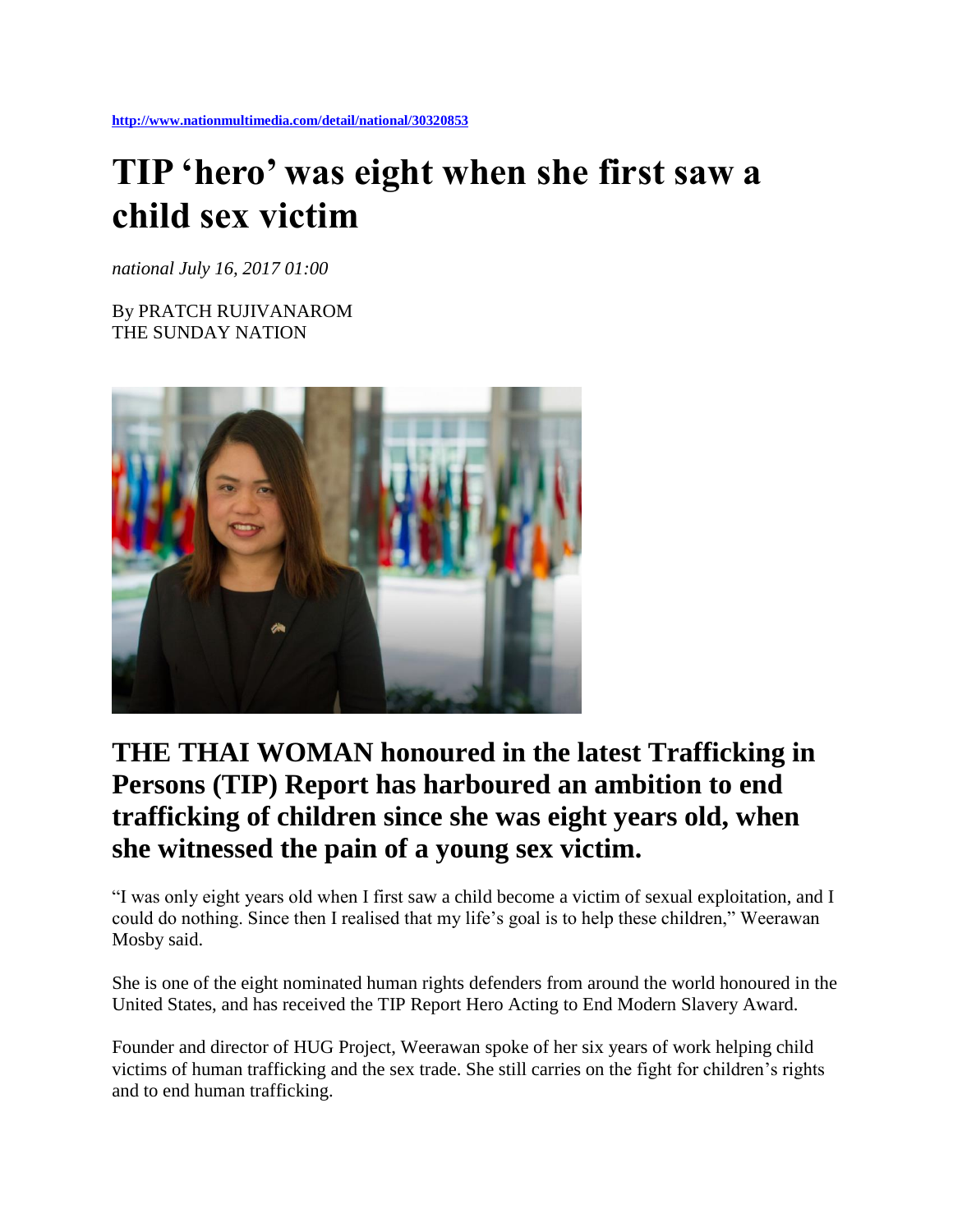http://www.nationmultimedia.com/detail/national/30320853

# TIP 'hero' was eight when she first saw a child sex victim

*national July 16, 2017 01:00*

By PRATCH RUJIVANAROM
THE SUNDAY NATION

## THE THAI WOMAN honoured in the latest Trafficking in Persons (TIP) Report has harboured an ambition to end trafficking of children since she was eight years old, when she witnessed the pain of a young sex victim.

"I was only eight years old when I first saw a child become a victim of sexual exploitation, and I could do nothing. Since then I realised that my life's goal is to help these children," Weerawan Mosby said.

She is one of the eight nominated human rights defenders from around the world honoured in the United States, and has received the TIP Report Hero Acting to End Modern Slavery Award.

Founder and director of HUG Project, Weerawan spoke of her six years of work helping child victims of human trafficking and the sex trade. She still carries on the fight for children's rights and to end human trafficking.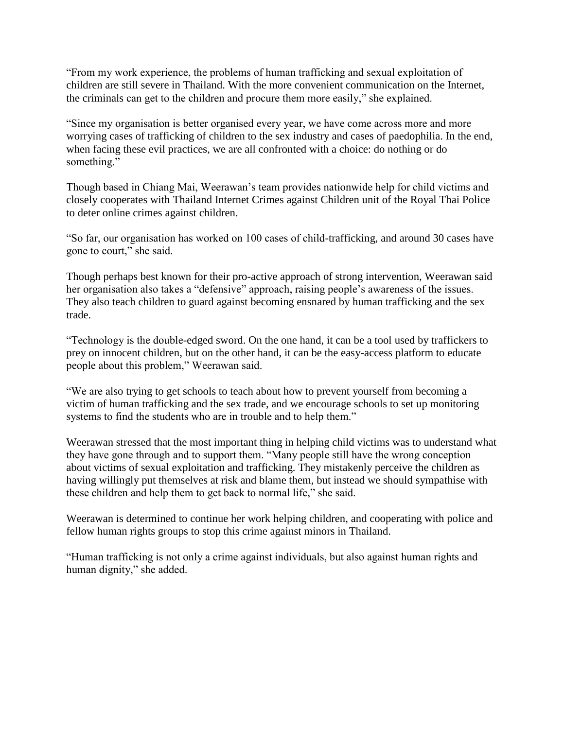"From my work experience, the problems of human trafficking and sexual exploitation of children are still severe in Thailand. With the more convenient communication on the Internet, the criminals can get to the children and procure them more easily," she explained.

"Since my organisation is better organised every year, we have come across more and more worrying cases of trafficking of children to the sex industry and cases of paedophilia. In the end, when facing these evil practices, we are all confronted with a choice: do nothing or do something."

Though based in Chiang Mai, Weerawan's team provides nationwide help for child victims and closely cooperates with Thailand Internet Crimes against Children unit of the Royal Thai Police to deter online crimes against children.

"So far, our organisation has worked on 100 cases of child-trafficking, and around 30 cases have gone to court," she said.

Though perhaps best known for their pro-active approach of strong intervention, Weerawan said her organisation also takes a "defensive" approach, raising people's awareness of the issues. They also teach children to guard against becoming ensnared by human trafficking and the sex trade.

"Technology is the double-edged sword. On the one hand, it can be a tool used by traffickers to prey on innocent children, but on the other hand, it can be the easy-access platform to educate people about this problem," Weerawan said.

"We are also trying to get schools to teach about how to prevent yourself from becoming a victim of human trafficking and the sex trade, and we encourage schools to set up monitoring systems to find the students who are in trouble and to help them."

Weerawan stressed that the most important thing in helping child victims was to understand what they have gone through and to support them. "Many people still have the wrong conception about victims of sexual exploitation and trafficking. They mistakenly perceive the children as having willingly put themselves at risk and blame them, but instead we should sympathise with these children and help them to get back to normal life," she said.

Weerawan is determined to continue her work helping children, and cooperating with police and fellow human rights groups to stop this crime against minors in Thailand.

"Human trafficking is not only a crime against individuals, but also against human rights and human dignity," she added.